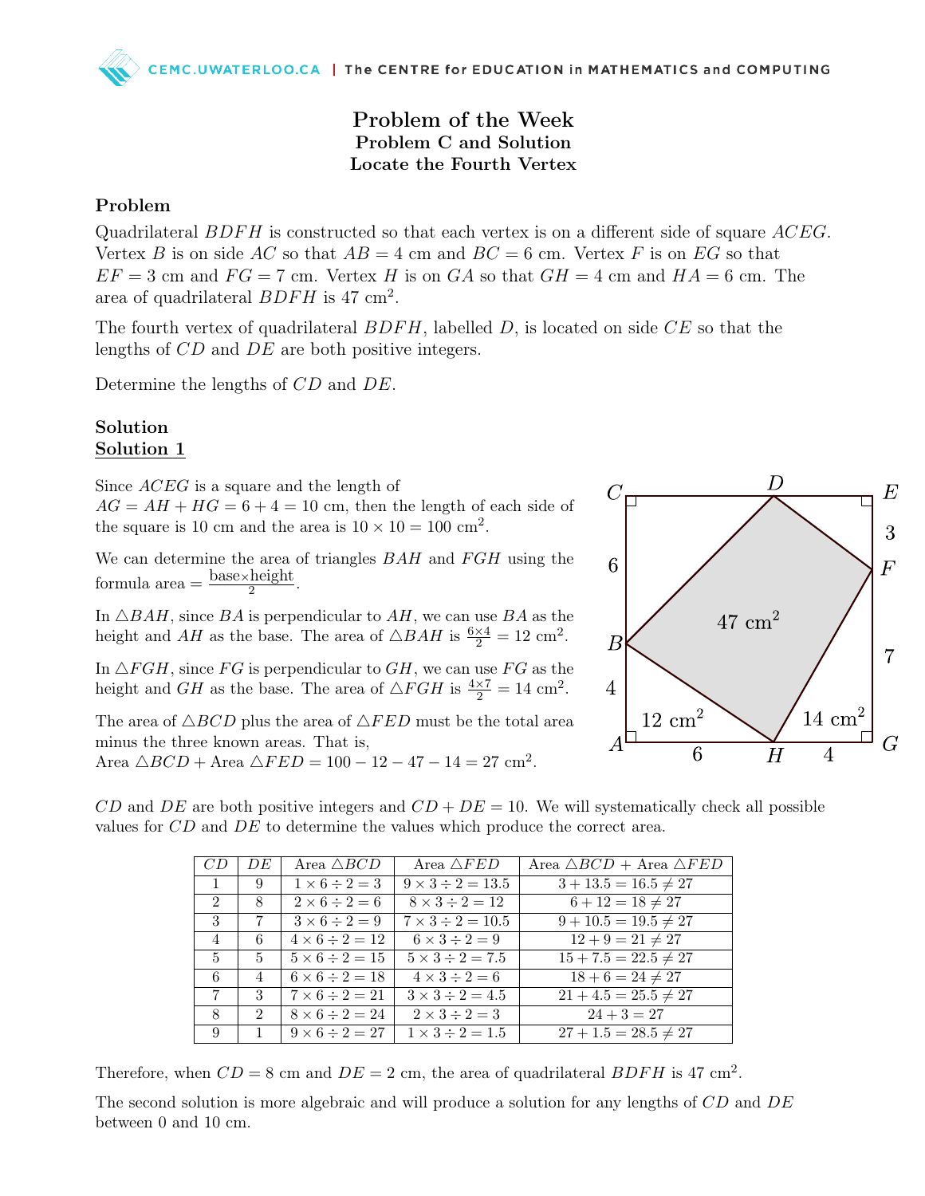# Problem of the Week
## Problem C and Solution
## Locate the Fourth Vertex

### Problem

Quadrilateral $BDFH$ is constructed so that each vertex is on a different side of square $ACEG$. Vertex $B$ is on side $AC$ so that $AB = 4$ cm and $BC = 6$ cm. Vertex $F$ is on $EG$ so that $EF = 3$ cm and $FG = 7$ cm. Vertex $H$ is on $GA$ so that $GH = 4$ cm and $HA = 6$ cm. The area of quadrilateral $BDFH$ is 47 cm$^2$.

The fourth vertex of quadrilateral $BDFH$, labelled $D$, is located on side $CE$ so that the lengths of $CD$ and $DE$ are both positive integers.

Determine the lengths of $CD$ and $DE$.

### Solution

#### Solution 1

Since $ACEG$ is a square and the length of $AG = AH + HG = 6 + 4 = 10$ cm, then the length of each side of the square is 10 cm and the area is $10 \times 10 = 100$ cm$^2$.

We can determine the area of triangles $BAH$ and $FGH$ using the formula area $= \frac{\text{base}\times\text{height}}{2}$.

In $\triangle BAH$, since $BA$ is perpendicular to $AH$, we can use $BA$ as the height and $AH$ as the base. The area of $\triangle BAH$ is $\frac{6\times 4}{2} = 12$ cm$^2$.

In $\triangle FGH$, since $FG$ is perpendicular to $GH$, we can use $FG$ as the height and $GH$ as the base. The area of $\triangle FGH$ is $\frac{4\times 7}{2} = 14$ cm$^2$.

The area of $\triangle BCD$ plus the area of $\triangle FED$ must be the total area minus the three known areas. That is,
Area $\triangle BCD$ + Area $\triangle FED = 100 - 12 - 47 - 14 = 27$ cm$^2$.

$CD$ and $DE$ are both positive integers and $CD + DE = 10$. We will systematically check all possible values for $CD$ and $DE$ to determine the values which produce the correct area.

| $CD$ | $DE$ | Area $\triangle BCD$ | Area $\triangle FED$ | Area $\triangle BCD$ + Area $\triangle FED$ |
|---|---|---|---|---|
| 1 | 9 | $1 \times 6 \div 2 = 3$ | $9 \times 3 \div 2 = 13.5$ | $3 + 13.5 = 16.5 \neq 27$ |
| 2 | 8 | $2 \times 6 \div 2 = 6$ | $8 \times 3 \div 2 = 12$ | $6 + 12 = 18 \neq 27$ |
| 3 | 7 | $3 \times 6 \div 2 = 9$ | $7 \times 3 \div 2 = 10.5$ | $9 + 10.5 = 19.5 \neq 27$ |
| 4 | 6 | $4 \times 6 \div 2 = 12$ | $6 \times 3 \div 2 = 9$ | $12 + 9 = 21 \neq 27$ |
| 5 | 5 | $5 \times 6 \div 2 = 15$ | $5 \times 3 \div 2 = 7.5$ | $15 + 7.5 = 22.5 \neq 27$ |
| 6 | 4 | $6 \times 6 \div 2 = 18$ | $4 \times 3 \div 2 = 6$ | $18 + 6 = 24 \neq 27$ |
| 7 | 3 | $7 \times 6 \div 2 = 21$ | $3 \times 3 \div 2 = 4.5$ | $21 + 4.5 = 25.5 \neq 27$ |
| 8 | 2 | $8 \times 6 \div 2 = 24$ | $2 \times 3 \div 2 = 3$ | $24 + 3 = 27$ |
| 9 | 1 | $9 \times 6 \div 2 = 27$ | $1 \times 3 \div 2 = 1.5$ | $27 + 1.5 = 28.5 \neq 27$ |

Therefore, when $CD = 8$ cm and $DE = 2$ cm, the area of quadrilateral $BDFH$ is 47 cm$^2$.

The second solution is more algebraic and will produce a solution for any lengths of $CD$ and $DE$ between 0 and 10 cm.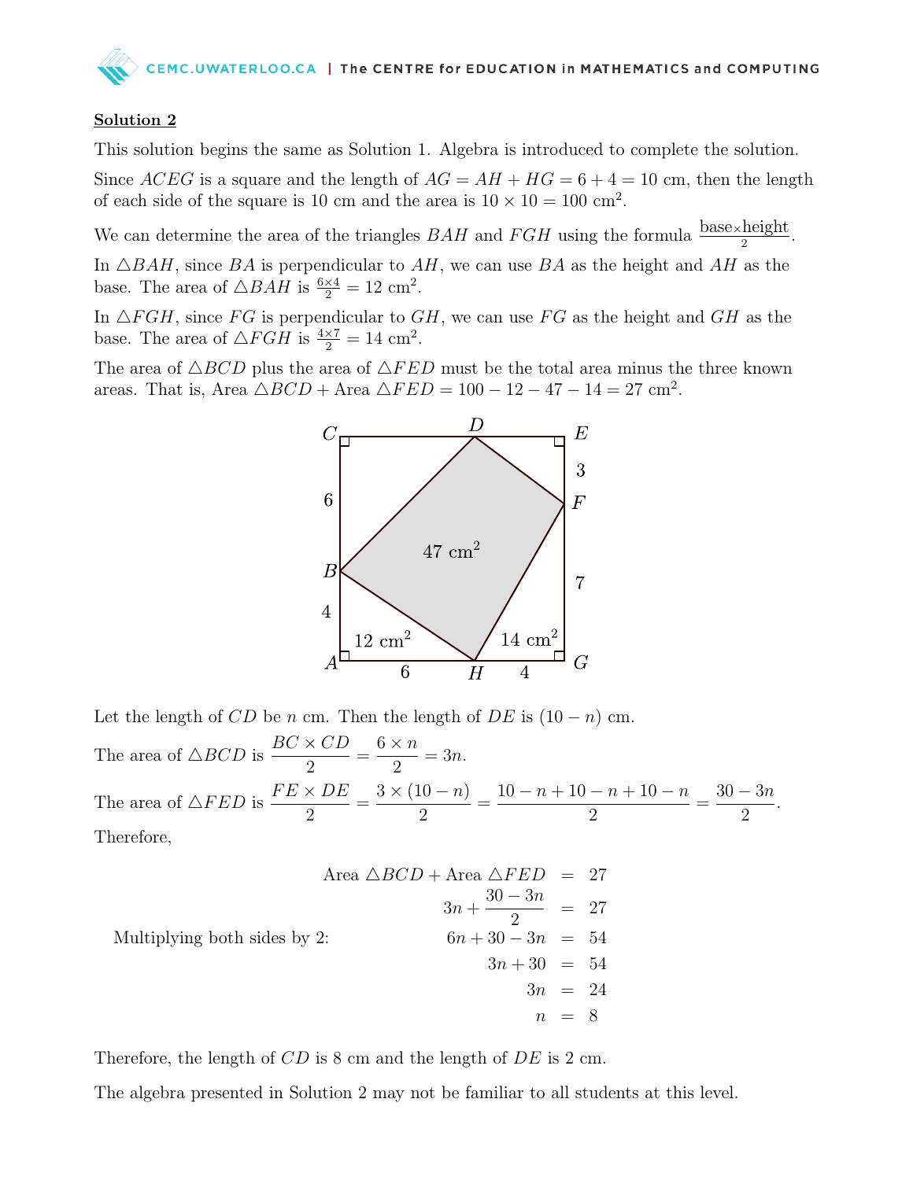**Solution 2**

This solution begins the same as Solution 1. Algebra is introduced to complete the solution.

Since $ACEG$ is a square and the length of $AG = AH + HG = 6 + 4 = 10$ cm, then the length of each side of the square is 10 cm and the area is $10 \times 10 = 100$ cm$^2$.

We can determine the area of the triangles $BAH$ and $FGH$ using the formula $\frac{\text{base} \times \text{height}}{2}$.

In $\triangle BAH$, since $BA$ is perpendicular to $AH$, we can use $BA$ as the height and $AH$ as the base. The area of $\triangle BAH$ is $\frac{6 \times 4}{2} = 12$ cm$^2$.

In $\triangle FGH$, since $FG$ is perpendicular to $GH$, we can use $FG$ as the height and $GH$ as the base. The area of $\triangle FGH$ is $\frac{4 \times 7}{2} = 14$ cm$^2$.

The area of $\triangle BCD$ plus the area of $\triangle FED$ must be the total area minus the three known areas. That is, Area $\triangle BCD$ + Area $\triangle FED = 100 - 12 - 47 - 14 = 27$ cm$^2$.

C D E
3
6 F
47 cm²
B 7
4
12 cm² 14 cm²
A 6 H 4 G

Let the length of $CD$ be $n$ cm. Then the length of $DE$ is $(10 - n)$ cm.

The area of $\triangle BCD$ is $\dfrac{BC \times CD}{2} = \dfrac{6 \times n}{2} = 3n$.

The area of $\triangle FED$ is $\dfrac{FE \times DE}{2} = \dfrac{3 \times (10 - n)}{2} = \dfrac{10 - n + 10 - n + 10 - n}{2} = \dfrac{30 - 3n}{2}$.

Therefore,

$$
\begin{aligned}
\text{Area } \triangle BCD + \text{Area } \triangle FED &= 27 \\
3n + \frac{30 - 3n}{2} &= 27 \\
\text{Multiplying both sides by 2:} \quad 6n + 30 - 3n &= 54 \\
3n + 30 &= 54 \\
3n &= 24 \\
n &= 8
\end{aligned}
$$

Therefore, the length of $CD$ is 8 cm and the length of $DE$ is 2 cm.

The algebra presented in Solution 2 may not be familiar to all students at this level.